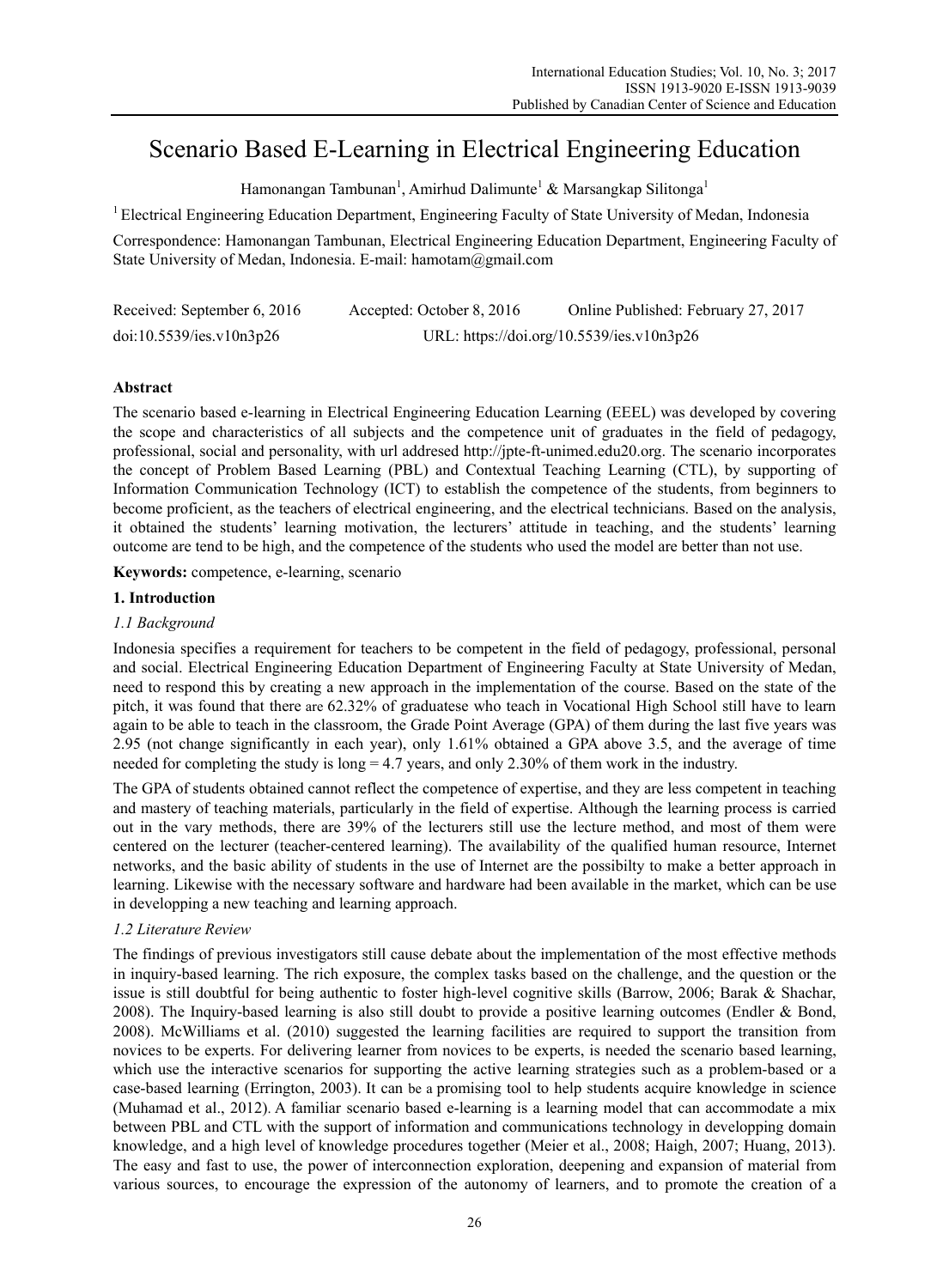# Scenario Based E-Learning in Electrical Engineering Education

Hamonangan Tambunan[1], Amirhud Dalimunte[1] & Marsangkap Silitonga[1]

[1] Electrical Engineering Education Department, Engineering Faculty of State University of Medan, Indonesia

Correspondence: Hamonangan Tambunan, Electrical Engineering Education Department, Engineering Faculty of State University of Medan, Indonesia. E-mail: hamotam@gmail.com

Received: September 6, 2016 Accepted: October 8, 2016 Online Published: February 27, 2017

doi:10.5539/ies.v10n3p26 URL: https://doi.org/10.5539/ies.v10n3p26

## Abstract

The scenario based e-learning in Electrical Engineering Education Learning (EEEL) was developed by covering the scope and characteristics of all subjects and the competence unit of graduates in the field of pedagogy, professional, social and personality, with url addresed http://jpte-ft-unimed.edu20.org. The scenario incorporates the concept of Problem Based Learning (PBL) and Contextual Teaching Learning (CTL), by supporting of Information Communication Technology (ICT) to establish the competence of the students, from beginners to become proficient, as the teachers of electrical engineering, and the electrical technicians. Based on the analysis, it obtained the students' learning motivation, the lecturers' attitude in teaching, and the students' learning outcome are tend to be high, and the competence of the students who used the model are better than not use.

**Keywords:** competence, e-learning, scenario

## 1. Introduction

### *1.1 Background*

Indonesia specifies a requirement for teachers to be competent in the field of pedagogy, professional, personal and social. Electrical Engineering Education Department of Engineering Faculty at State University of Medan, need to respond this by creating a new approach in the implementation of the course. Based on the state of the pitch, it was found that there are 62.32% of graduatese who teach in Vocational High School still have to learn again to be able to teach in the classroom, the Grade Point Average (GPA) of them during the last five years was 2.95 (not change significantly in each year), only 1.61% obtained a GPA above 3.5, and the average of time needed for completing the study is long = 4.7 years, and only 2.30% of them work in the industry.

The GPA of students obtained cannot reflect the competence of expertise, and they are less competent in teaching and mastery of teaching materials, particularly in the field of expertise. Although the learning process is carried out in the vary methods, there are 39% of the lecturers still use the lecture method, and most of them were centered on the lecturer (teacher-centered learning). The availability of the qualified human resource, Internet networks, and the basic ability of students in the use of Internet are the possibilty to make a better approach in learning. Likewise with the necessary software and hardware had been available in the market, which can be use in developping a new teaching and learning approach.

### *1.2 Literature Review*

The findings of previous investigators still cause debate about the implementation of the most effective methods in inquiry-based learning. The rich exposure, the complex tasks based on the challenge, and the question or the issue is still doubtful for being authentic to foster high-level cognitive skills (Barrow, 2006; Barak & Shachar, 2008). The Inquiry-based learning is also still doubt to provide a positive learning outcomes (Endler & Bond, 2008). McWilliams et al. (2010) suggested the learning facilities are required to support the transition from novices to be experts. For delivering learner from novices to be experts, is needed the scenario based learning, which use the interactive scenarios for supporting the active learning strategies such as a problem-based or a case-based learning (Errington, 2003). It can be a promising tool to help students acquire knowledge in science (Muhamad et al., 2012). A familiar scenario based e-learning is a learning model that can accommodate a mix between PBL and CTL with the support of information and communications technology in developping domain knowledge, and a high level of knowledge procedures together (Meier et al., 2008; Haigh, 2007; Huang, 2013). The easy and fast to use, the power of interconnection exploration, deepening and expansion of material from various sources, to encourage the expression of the autonomy of learners, and to promote the creation of a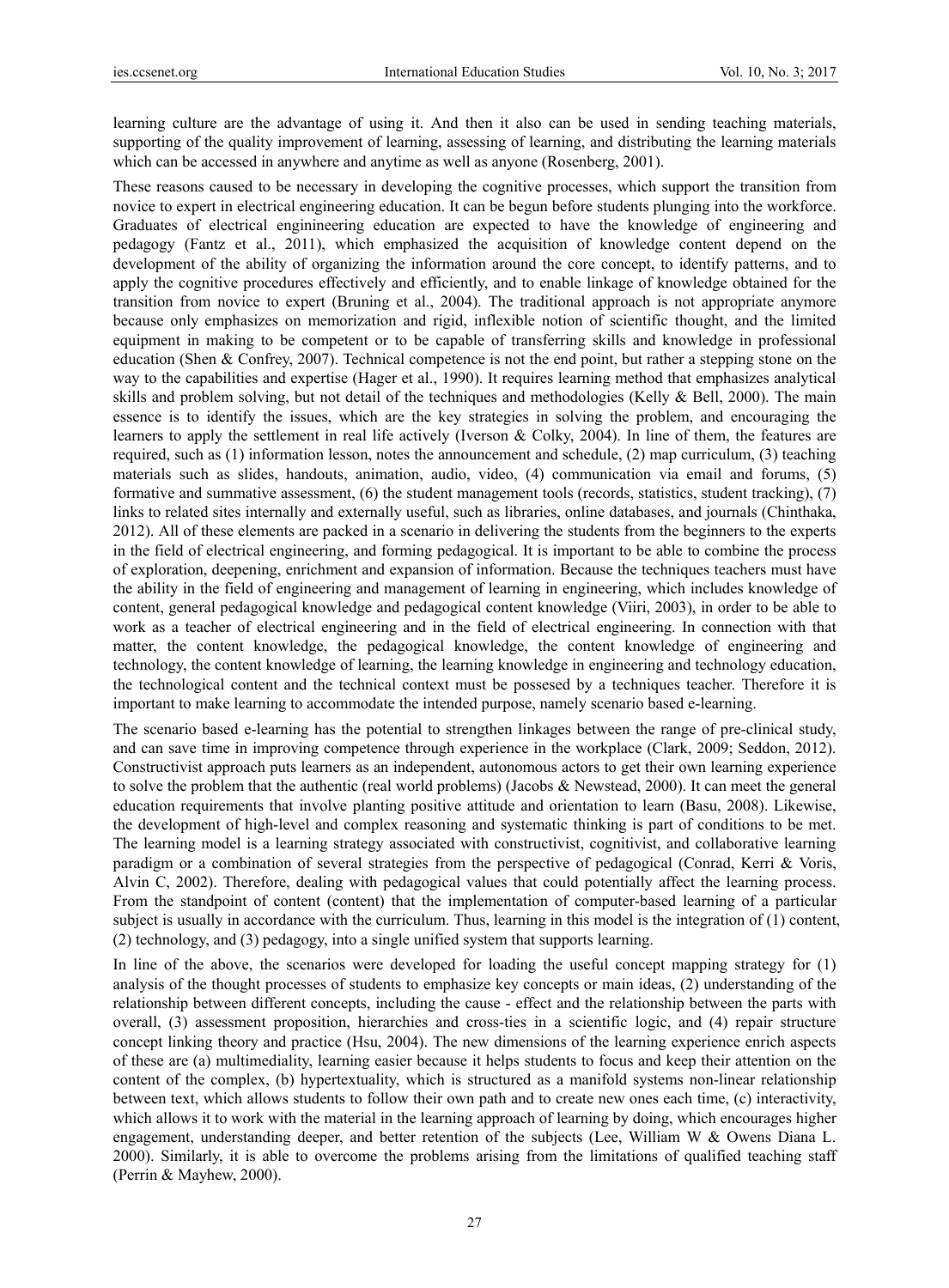learning culture are the advantage of using it. And then it also can be used in sending teaching materials, supporting of the quality improvement of learning, assessing of learning, and distributing the learning materials which can be accessed in anywhere and anytime as well as anyone (Rosenberg, 2001).

These reasons caused to be necessary in developing the cognitive processes, which support the transition from novice to expert in electrical engineering education. It can be begun before students plunging into the workforce. Graduates of electrical engininneering education are expected to have the knowledge of engineering and pedagogy (Fantz et al., 2011), which emphasized the acquisition of knowledge content depend on the development of the ability of organizing the information around the core concept, to identify patterns, and to apply the cognitive procedures effectively and efficiently, and to enable linkage of knowledge obtained for the transition from novice to expert (Bruning et al., 2004). The traditional approach is not appropriate anymore because only emphasizes on memorization and rigid, inflexible notion of scientific thought, and the limited equipment in making to be competent or to be capable of transferring skills and knowledge in professional education (Shen & Confrey, 2007). Technical competence is not the end point, but rather a stepping stone on the way to the capabilities and expertise (Hager et al., 1990). It requires learning method that emphasizes analytical skills and problem solving, but not detail of the techniques and methodologies (Kelly & Bell, 2000). The main essence is to identify the issues, which are the key strategies in solving the problem, and encouraging the learners to apply the settlement in real life actively (Iverson & Colky, 2004). In line of them, the features are required, such as (1) information lesson, notes the announcement and schedule, (2) map curriculum, (3) teaching materials such as slides, handouts, animation, audio, video, (4) communication via email and forums, (5) formative and summative assessment, (6) the student management tools (records, statistics, student tracking), (7) links to related sites internally and externally useful, such as libraries, online databases, and journals (Chinthaka, 2012). All of these elements are packed in a scenario in delivering the students from the beginners to the experts in the field of electrical engineering, and forming pedagogical. It is important to be able to combine the process of exploration, deepening, enrichment and expansion of information. Because the techniques teachers must have the ability in the field of engineering and management of learning in engineering, which includes knowledge of content, general pedagogical knowledge and pedagogical content knowledge (Viiri, 2003), in order to be able to work as a teacher of electrical engineering and in the field of electrical engineering. In connection with that matter, the content knowledge, the pedagogical knowledge, the content knowledge of engineering and technology, the content knowledge of learning, the learning knowledge in engineering and technology education, the technological content and the technical context must be possesed by a techniques teacher. Therefore it is important to make learning to accommodate the intended purpose, namely scenario based e-learning.

The scenario based e-learning has the potential to strengthen linkages between the range of pre-clinical study, and can save time in improving competence through experience in the workplace (Clark, 2009; Seddon, 2012). Constructivist approach puts learners as an independent, autonomous actors to get their own learning experience to solve the problem that the authentic (real world problems) (Jacobs & Newstead, 2000). It can meet the general education requirements that involve planting positive attitude and orientation to learn (Basu, 2008). Likewise, the development of high-level and complex reasoning and systematic thinking is part of conditions to be met. The learning model is a learning strategy associated with constructivist, cognitivist, and collaborative learning paradigm or a combination of several strategies from the perspective of pedagogical (Conrad, Kerri & Voris, Alvin C, 2002). Therefore, dealing with pedagogical values that could potentially affect the learning process. From the standpoint of content (content) that the implementation of computer-based learning of a particular subject is usually in accordance with the curriculum. Thus, learning in this model is the integration of (1) content, (2) technology, and (3) pedagogy, into a single unified system that supports learning.

In line of the above, the scenarios were developed for loading the useful concept mapping strategy for (1) analysis of the thought processes of students to emphasize key concepts or main ideas, (2) understanding of the relationship between different concepts, including the cause - effect and the relationship between the parts with overall, (3) assessment proposition, hierarchies and cross-ties in a scientific logic, and (4) repair structure concept linking theory and practice (Hsu, 2004). The new dimensions of the learning experience enrich aspects of these are (a) multimediality, learning easier because it helps students to focus and keep their attention on the content of the complex, (b) hypertextuality, which is structured as a manifold systems non-linear relationship between text, which allows students to follow their own path and to create new ones each time, (c) interactivity, which allows it to work with the material in the learning approach of learning by doing, which encourages higher engagement, understanding deeper, and better retention of the subjects (Lee, William W & Owens Diana L. 2000). Similarly, it is able to overcome the problems arising from the limitations of qualified teaching staff (Perrin & Mayhew, 2000).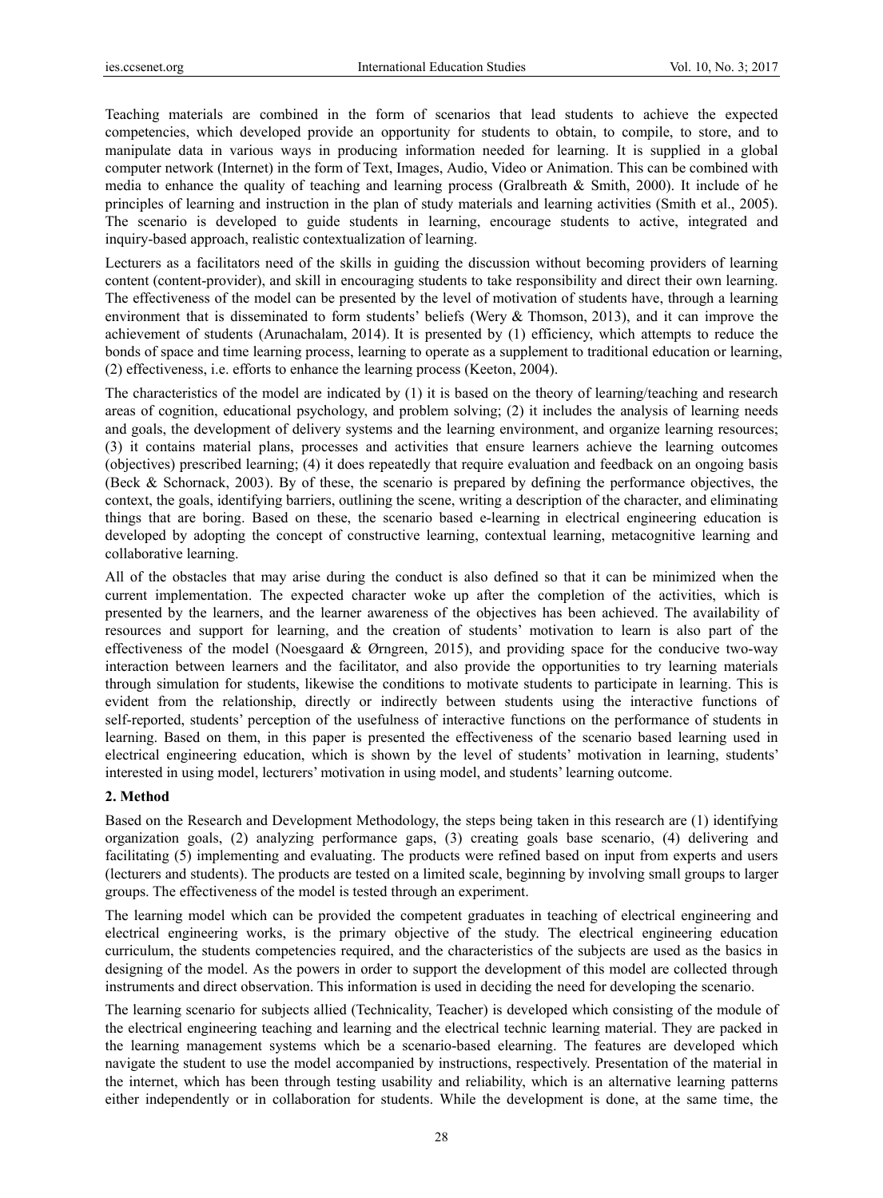Teaching materials are combined in the form of scenarios that lead students to achieve the expected competencies, which developed provide an opportunity for students to obtain, to compile, to store, and to manipulate data in various ways in producing information needed for learning. It is supplied in a global computer network (Internet) in the form of Text, Images, Audio, Video or Animation. This can be combined with media to enhance the quality of teaching and learning process (Gralbreath & Smith, 2000). It include of he principles of learning and instruction in the plan of study materials and learning activities (Smith et al., 2005). The scenario is developed to guide students in learning, encourage students to active, integrated and inquiry-based approach, realistic contextualization of learning.

Lecturers as a facilitators need of the skills in guiding the discussion without becoming providers of learning content (content-provider), and skill in encouraging students to take responsibility and direct their own learning. The effectiveness of the model can be presented by the level of motivation of students have, through a learning environment that is disseminated to form students' beliefs (Wery & Thomson, 2013), and it can improve the achievement of students (Arunachalam, 2014). It is presented by (1) efficiency, which attempts to reduce the bonds of space and time learning process, learning to operate as a supplement to traditional education or learning, (2) effectiveness, i.e. efforts to enhance the learning process (Keeton, 2004).

The characteristics of the model are indicated by (1) it is based on the theory of learning/teaching and research areas of cognition, educational psychology, and problem solving; (2) it includes the analysis of learning needs and goals, the development of delivery systems and the learning environment, and organize learning resources; (3) it contains material plans, processes and activities that ensure learners achieve the learning outcomes (objectives) prescribed learning; (4) it does repeatedly that require evaluation and feedback on an ongoing basis (Beck & Schornack, 2003). By of these, the scenario is prepared by defining the performance objectives, the context, the goals, identifying barriers, outlining the scene, writing a description of the character, and eliminating things that are boring. Based on these, the scenario based e-learning in electrical engineering education is developed by adopting the concept of constructive learning, contextual learning, metacognitive learning and collaborative learning.

All of the obstacles that may arise during the conduct is also defined so that it can be minimized when the current implementation. The expected character woke up after the completion of the activities, which is presented by the learners, and the learner awareness of the objectives has been achieved. The availability of resources and support for learning, and the creation of students' motivation to learn is also part of the effectiveness of the model (Noesgaard & Ørngreen, 2015), and providing space for the conducive two-way interaction between learners and the facilitator, and also provide the opportunities to try learning materials through simulation for students, likewise the conditions to motivate students to participate in learning. This is evident from the relationship, directly or indirectly between students using the interactive functions of self-reported, students' perception of the usefulness of interactive functions on the performance of students in learning. Based on them, in this paper is presented the effectiveness of the scenario based learning used in electrical engineering education, which is shown by the level of students' motivation in learning, students' interested in using model, lecturers' motivation in using model, and students' learning outcome.

## 2. Method

Based on the Research and Development Methodology, the steps being taken in this research are (1) identifying organization goals, (2) analyzing performance gaps, (3) creating goals base scenario, (4) delivering and facilitating (5) implementing and evaluating. The products were refined based on input from experts and users (lecturers and students). The products are tested on a limited scale, beginning by involving small groups to larger groups. The effectiveness of the model is tested through an experiment.

The learning model which can be provided the competent graduates in teaching of electrical engineering and electrical engineering works, is the primary objective of the study. The electrical engineering education curriculum, the students competencies required, and the characteristics of the subjects are used as the basics in designing of the model. As the powers in order to support the development of this model are collected through instruments and direct observation. This information is used in deciding the need for developing the scenario.

The learning scenario for subjects allied (Technicality, Teacher) is developed which consisting of the module of the electrical engineering teaching and learning and the electrical technic learning material. They are packed in the learning management systems which be a scenario-based elearning. The features are developed which navigate the student to use the model accompanied by instructions, respectively. Presentation of the material in the internet, which has been through testing usability and reliability, which is an alternative learning patterns either independently or in collaboration for students. While the development is done, at the same time, the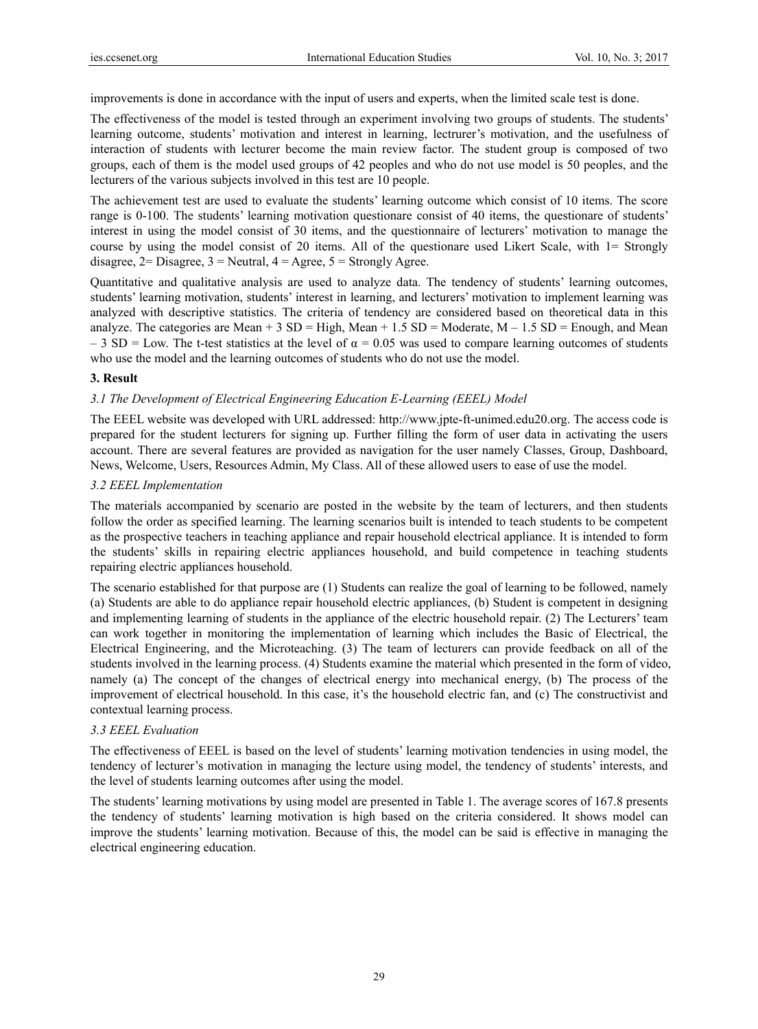improvements is done in accordance with the input of users and experts, when the limited scale test is done.

The effectiveness of the model is tested through an experiment involving two groups of students. The students' learning outcome, students' motivation and interest in learning, lectrurer's motivation, and the usefulness of interaction of students with lecturer become the main review factor. The student group is composed of two groups, each of them is the model used groups of 42 peoples and who do not use model is 50 peoples, and the lecturers of the various subjects involved in this test are 10 people.

The achievement test are used to evaluate the students' learning outcome which consist of 10 items. The score range is 0-100. The students' learning motivation questionare consist of 40 items, the questionare of students' interest in using the model consist of 30 items, and the questionnaire of lecturers' motivation to manage the course by using the model consist of 20 items. All of the questionare used Likert Scale, with 1= Strongly disagree, 2= Disagree, 3 = Neutral, 4 = Agree, 5 = Strongly Agree.

Quantitative and qualitative analysis are used to analyze data. The tendency of students' learning outcomes, students' learning motivation, students' interest in learning, and lecturers' motivation to implement learning was analyzed with descriptive statistics. The criteria of tendency are considered based on theoretical data in this analyze. The categories are Mean + 3 SD = High, Mean + 1.5 SD = Moderate, M – 1.5 SD = Enough, and Mean – 3 SD = Low. The t-test statistics at the level of $\alpha = 0.05$ was used to compare learning outcomes of students who use the model and the learning outcomes of students who do not use the model.

## 3. Result

### *3.1 The Development of Electrical Engineering Education E-Learning (EEEL) Model*

The EEEL website was developed with URL addressed: http://www.jpte-ft-unimed.edu20.org. The access code is prepared for the student lecturers for signing up. Further filling the form of user data in activating the users account. There are several features are provided as navigation for the user namely Classes, Group, Dashboard, News, Welcome, Users, Resources Admin, My Class. All of these allowed users to ease of use the model.

### *3.2 EEEL Implementation*

The materials accompanied by scenario are posted in the website by the team of lecturers, and then students follow the order as specified learning. The learning scenarios built is intended to teach students to be competent as the prospective teachers in teaching appliance and repair household electrical appliance. It is intended to form the students' skills in repairing electric appliances household, and build competence in teaching students repairing electric appliances household.

The scenario established for that purpose are (1) Students can realize the goal of learning to be followed, namely (a) Students are able to do appliance repair household electric appliances, (b) Student is competent in designing and implementing learning of students in the appliance of the electric household repair. (2) The Lecturers' team can work together in monitoring the implementation of learning which includes the Basic of Electrical, the Electrical Engineering, and the Microteaching. (3) The team of lecturers can provide feedback on all of the students involved in the learning process. (4) Students examine the material which presented in the form of video, namely (a) The concept of the changes of electrical energy into mechanical energy, (b) The process of the improvement of electrical household. In this case, it's the household electric fan, and (c) The constructivist and contextual learning process.

### *3.3 EEEL Evaluation*

The effectiveness of EEEL is based on the level of students' learning motivation tendencies in using model, the tendency of lecturer's motivation in managing the lecture using model, the tendency of students' interests, and the level of students learning outcomes after using the model.

The students' learning motivations by using model are presented in Table 1. The average scores of 167.8 presents the tendency of students' learning motivation is high based on the criteria considered. It shows model can improve the students' learning motivation. Because of this, the model can be said is effective in managing the electrical engineering education.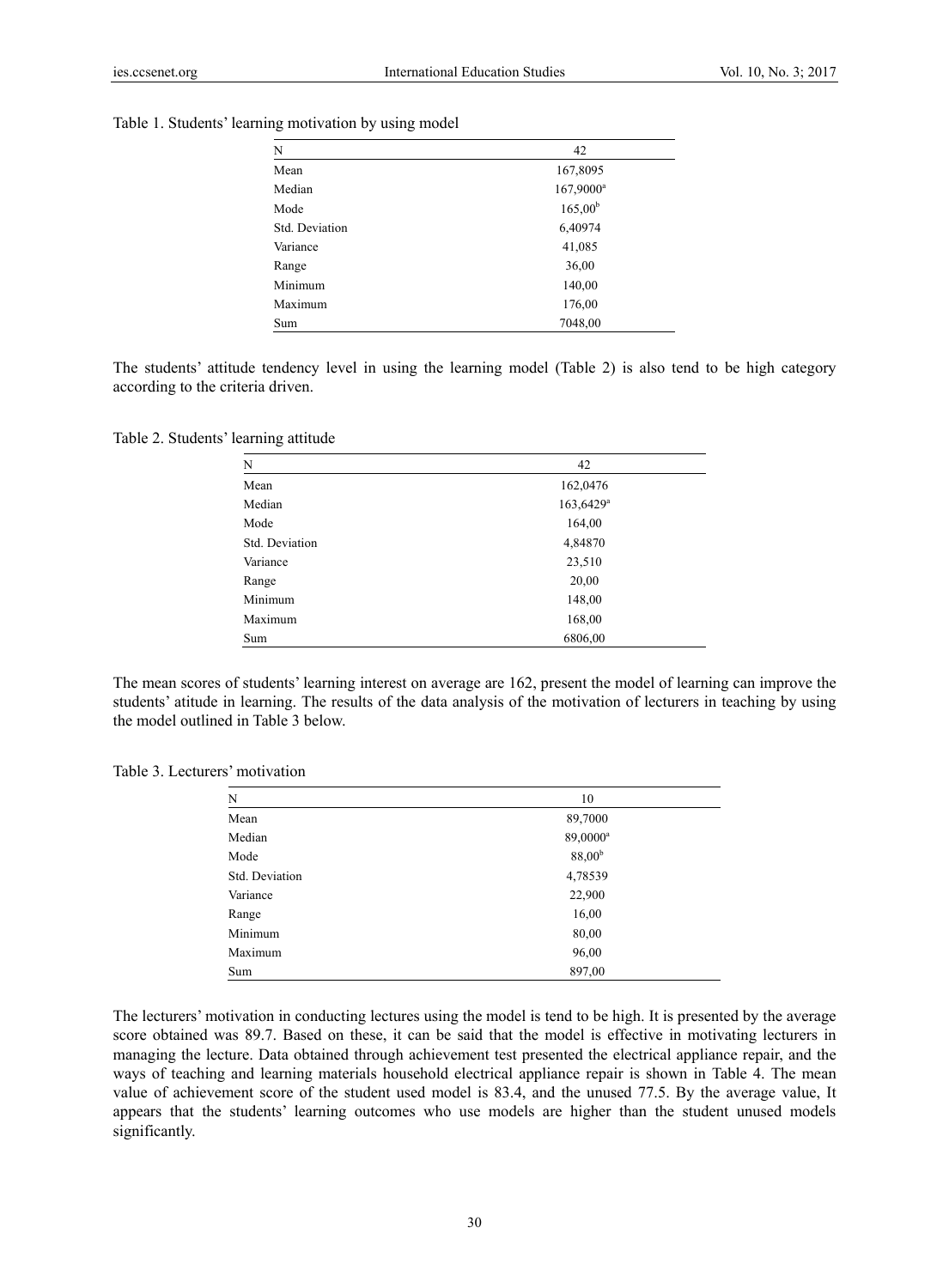Table 1. Students' learning motivation by using model

| N | 42 |
|---|---|
| Mean | 167,8095 |
| Median | 167,9000[a] |
| Mode | 165,00[b] |
| Std. Deviation | 6,40974 |
| Variance | 41,085 |
| Range | 36,00 |
| Minimum | 140,00 |
| Maximum | 176,00 |
| Sum | 7048,00 |

The students' attitude tendency level in using the learning model (Table 2) is also tend to be high category according to the criteria driven.

Table 2. Students' learning attitude

| N | 42 |
|---|---|
| Mean | 162,0476 |
| Median | 163,6429[a] |
| Mode | 164,00 |
| Std. Deviation | 4,84870 |
| Variance | 23,510 |
| Range | 20,00 |
| Minimum | 148,00 |
| Maximum | 168,00 |
| Sum | 6806,00 |

The mean scores of students' learning interest on average are 162, present the model of learning can improve the students' atitude in learning. The results of the data analysis of the motivation of lecturers in teaching by using the model outlined in Table 3 below.

Table 3. Lecturers' motivation

| N | 10 |
|---|---|
| Mean | 89,7000 |
| Median | 89,0000[a] |
| Mode | 88,00[b] |
| Std. Deviation | 4,78539 |
| Variance | 22,900 |
| Range | 16,00 |
| Minimum | 80,00 |
| Maximum | 96,00 |
| Sum | 897,00 |

The lecturers' motivation in conducting lectures using the model is tend to be high. It is presented by the average score obtained was 89.7. Based on these, it can be said that the model is effective in motivating lecturers in managing the lecture. Data obtained through achievement test presented the electrical appliance repair, and the ways of teaching and learning materials household electrical appliance repair is shown in Table 4. The mean value of achievement score of the student used model is 83.4, and the unused 77.5. By the average value, It appears that the students' learning outcomes who use models are higher than the student unused models significantly.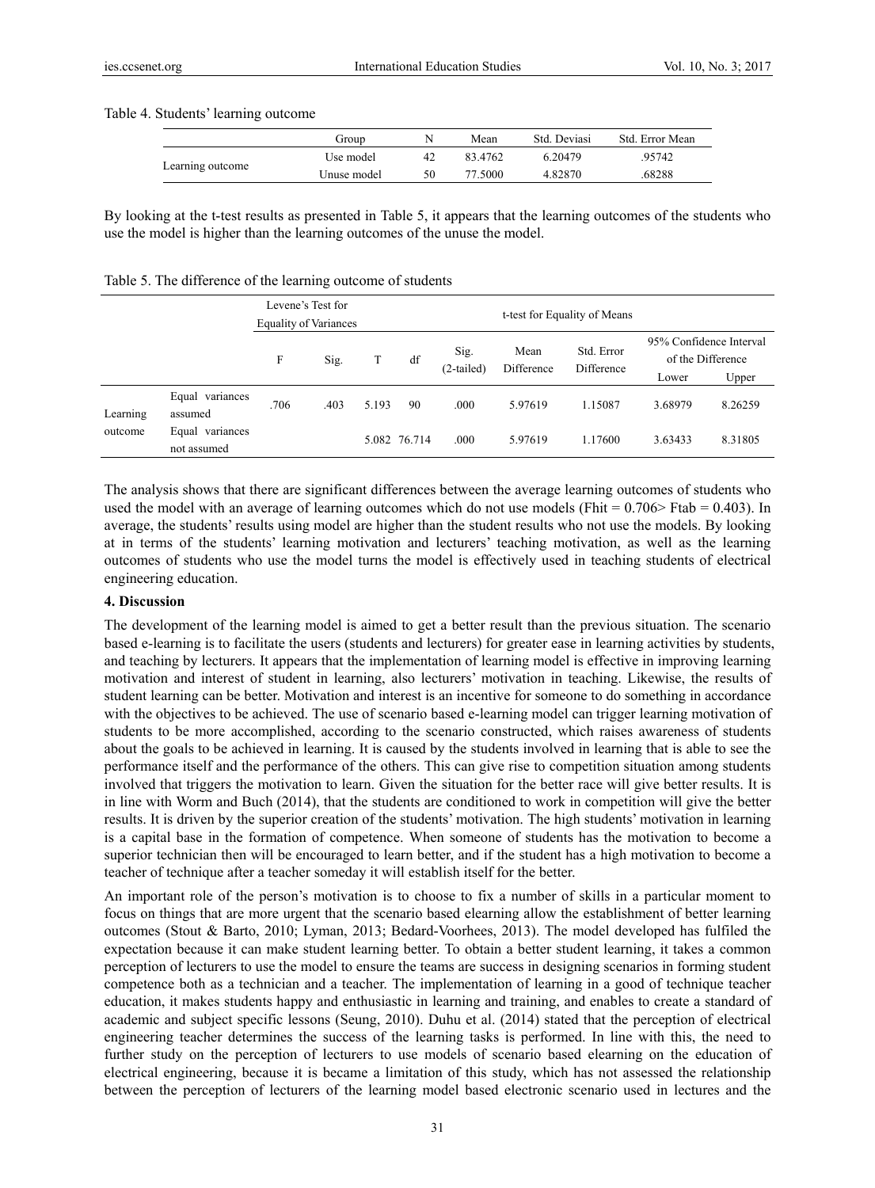Table 4. Students' learning outcome

| | Group | N | Mean | Std. Deviasi | Std. Error Mean |
|---|---|---|---|---|---|
| Learning outcome | Use model | 42 | 83.4762 | 6.20479 | .95742 |
| | Unuse model | 50 | 77.5000 | 4.82870 | .68288 |

By looking at the t-test results as presented in Table 5, it appears that the learning outcomes of the students who use the model is higher than the learning outcomes of the unuse the model.

Table 5. The difference of the learning outcome of students

| | | Levene's Test for Equality of Variances | | t-test for Equality of Means | | | | | | |
|---|---|---|---|---|---|---|---|---|---|---|
| | | F | Sig. | T | df | Sig. (2-tailed) | Mean Difference | Std. Error Difference | 95% Confidence Interval of the Difference | |
| | | | | | | | | | Lower | Upper |
| Learning outcome | Equal variances assumed | .706 | .403 | 5.193 | 90 | .000 | 5.97619 | 1.15087 | 3.68979 | 8.26259 |
| | Equal variances not assumed | | | 5.082 | 76.714 | .000 | 5.97619 | 1.17600 | 3.63433 | 8.31805 |

The analysis shows that there are significant differences between the average learning outcomes of students who used the model with an average of learning outcomes which do not use models (Fhit = 0.706> Ftab = 0.403). In average, the students' results using model are higher than the student results who not use the models. By looking at in terms of the students' learning motivation and lecturers' teaching motivation, as well as the learning outcomes of students who use the model turns the model is effectively used in teaching students of electrical engineering education.

#### 4. Discussion

The development of the learning model is aimed to get a better result than the previous situation. The scenario based e-learning is to facilitate the users (students and lecturers) for greater ease in learning activities by students, and teaching by lecturers. It appears that the implementation of learning model is effective in improving learning motivation and interest of student in learning, also lecturers' motivation in teaching. Likewise, the results of student learning can be better. Motivation and interest is an incentive for someone to do something in accordance with the objectives to be achieved. The use of scenario based e-learning model can trigger learning motivation of students to be more accomplished, according to the scenario constructed, which raises awareness of students about the goals to be achieved in learning. It is caused by the students involved in learning that is able to see the performance itself and the performance of the others. This can give rise to competition situation among students involved that triggers the motivation to learn. Given the situation for the better race will give better results. It is in line with Worm and Buch (2014), that the students are conditioned to work in competition will give the better results. It is driven by the superior creation of the students' motivation. The high students' motivation in learning is a capital base in the formation of competence. When someone of students has the motivation to become a superior technician then will be encouraged to learn better, and if the student has a high motivation to become a teacher of technique after a teacher someday it will establish itself for the better.

An important role of the person's motivation is to choose to fix a number of skills in a particular moment to focus on things that are more urgent that the scenario based elearning allow the establishment of better learning outcomes (Stout & Barto, 2010; Lyman, 2013; Bedard-Voorhees, 2013). The model developed has fulfiled the expectation because it can make student learning better. To obtain a better student learning, it takes a common perception of lecturers to use the model to ensure the teams are success in designing scenarios in forming student competence both as a technician and a teacher. The implementation of learning in a good of technique teacher education, it makes students happy and enthusiastic in learning and training, and enables to create a standard of academic and subject specific lessons (Seung, 2010). Duhu et al. (2014) stated that the perception of electrical engineering teacher determines the success of the learning tasks is performed. In line with this, the need to further study on the perception of lecturers to use models of scenario based elearning on the education of electrical engineering, because it is became a limitation of this study, which has not assessed the relationship between the perception of lecturers of the learning model based electronic scenario used in lectures and the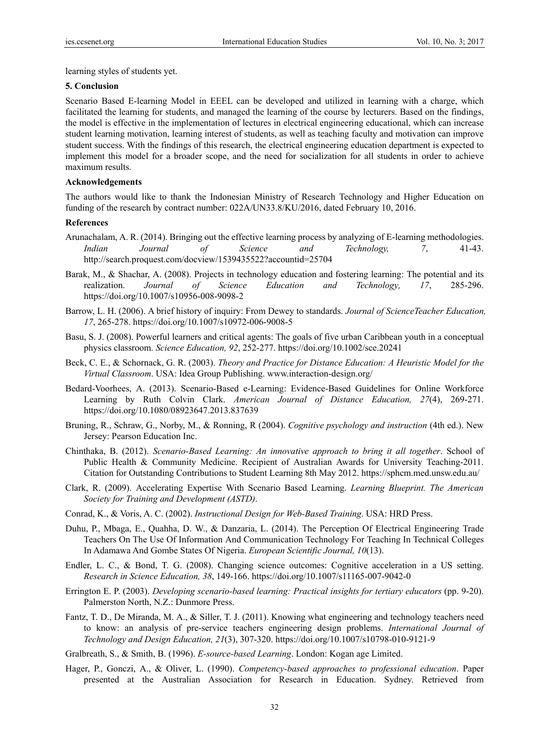learning styles of students yet.

## 5. Conclusion

Scenario Based E-learning Model in EEEL can be developed and utilized in learning with a charge, which facilitated the learning for students, and managed the learning of the course by lecturers. Based on the findings, the model is effective in the implementation of lectures in electrical engineering educational, which can increase student learning motivation, learning interest of students, as well as teaching faculty and motivation can improve student success. With the findings of this research, the electrical engineering education department is expected to implement this model for a broader scope, and the need for socialization for all students in order to achieve maximum results.

## Acknowledgements

The authors would like to thank the Indonesian Ministry of Research Technology and Higher Education on funding of the research by contract number: 022A/UN33.8/KU/2016, dated February 10, 2016.

## References

Arunachalam, A. R. (2014). Bringing out the effective learning process by analyzing of E-learning methodologies. *Indian Journal of Science and Technology, 7*, 41-43. http://search.proquest.com/docview/1539435522?accountid=25704

Barak, M., & Shachar, A. (2008). Projects in technology education and fostering learning: The potential and its realization. *Journal of Science Education and Technology, 17*, 285-296. https://doi.org/10.1007/s10956-008-9098-2

Barrow, L. H. (2006). A brief history of inquiry: From Dewey to standards. *Journal of ScienceTeacher Education, 17*, 265-278. https://doi.org/10.1007/s10972-006-9008-5

Basu, S. J. (2008). Powerful learners and critical agents: The goals of five urban Caribbean youth in a conceptual physics classroom. *Science Education, 92*, 252-277. https://doi.org/10.1002/sce.20241

Beck, C. E., & Schornack, G. R. (2003). *Theory and Practice for Distance Education: A Heuristic Model for the Virtual Classroom*. USA: Idea Group Publishing. www.interaction-design.org/

Bedard-Voorhees, A. (2013). Scenario-Based e-Learning: Evidence-Based Guidelines for Online Workforce Learning by Ruth Colvin Clark. *American Journal of Distance Education, 27*(4), 269-271. https://doi.org/10.1080/08923647.2013.837639

Bruning, R., Schraw, G., Norby, M., & Ronning, R (2004). *Cognitive psychology and instruction* (4th ed.). New Jersey: Pearson Education Inc.

Chinthaka, B. (2012). *Scenario-Based Learning: An innovative approach to bring it all together*. School of Public Health & Community Medicine. Recipient of Australian Awards for University Teaching-2011. Citation for Outstanding Contributions to Student Learning 8th May 2012. https://sphcm.med.unsw.edu.au/

Clark, R. (2009). Accelerating Expertise With Scenario Based Learning. *Learning Blueprint. The American Society for Training and Development (ASTD)*.

Conrad, K., & Voris, A. C. (2002). *Instructional Design for Web-Based Training*. USA: HRD Press.

Duhu, P., Mbaga, E., Quahha, D. W., & Danzaria, L. (2014). The Perception Of Electrical Engineering Trade Teachers On The Use Of Information And Communication Technology For Teaching In Technical Colleges In Adamawa And Gombe States Of Nigeria. *European Scientific Journal, 10*(13).

Endler, L. C., & Bond, T. G. (2008). Changing science outcomes: Cognitive acceleration in a US setting. *Research in Science Education, 38*, 149-166. https://doi.org/10.1007/s11165-007-9042-0

Errington E. P. (2003). *Developing scenario-based learning: Practical insights for tertiary educators* (pp. 9-20). Palmerston North, N.Z.: Dunmore Press.

Fantz, T. D., De Miranda, M. A., & Siller, T. J. (2011). Knowing what engineering and technology teachers need to know: an analysis of pre-service teachers engineering design problems. *International Journal of Technology and Design Education, 21*(3), 307-320. https://doi.org/10.1007/s10798-010-9121-9

Gralbreath, S., & Smith, B. (1996). *E-source-based Learning*. London: Kogan age Limited.

Hager, P., Gonczi, A., & Oliver, L. (1990). *Competency-based approaches to professional education*. Paper presented at the Australian Association for Research in Education. Sydney. Retrieved from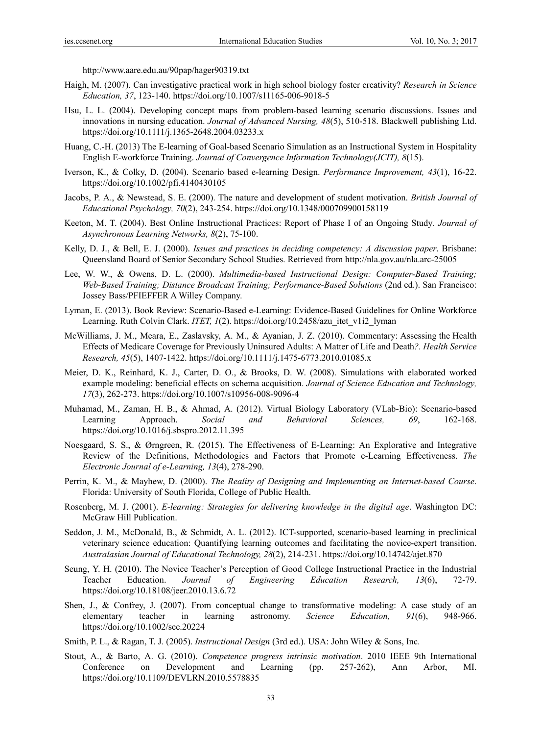http://www.aare.edu.au/90pap/hager90319.txt

Haigh, M. (2007). Can investigative practical work in high school biology foster creativity? *Research in Science Education, 37*, 123-140. https://doi.org/10.1007/s11165-006-9018-5

Hsu, L. L. (2004). Developing concept maps from problem-based learning scenario discussions. Issues and innovations in nursing education. *Journal of Advanced Nursing, 48*(5), 510-518. Blackwell publishing Ltd. https://doi.org/10.1111/j.1365-2648.2004.03233.x

Huang, C.-H. (2013) The E-learning of Goal-based Scenario Simulation as an Instructional System in Hospitality English E-workforce Training. *Journal of Convergence Information Technology(JCIT), 8*(15).

Iverson, K., & Colky, D. (2004). Scenario based e-learning Design. *Performance Improvement, 43*(1), 16-22. https://doi.org/10.1002/pfi.4140430105

Jacobs, P. A., & Newstead, S. E. (2000). The nature and development of student motivation. *British Journal of Educational Psychology, 70*(2), 243-254. https://doi.org/10.1348/000709900158119

Keeton, M. T. (2004). Best Online Instructional Practices: Report of Phase I of an Ongoing Study. *Journal of Asynchronous Learning Networks, 8*(2), 75-100.

Kelly, D. J., & Bell, E. J. (2000). *Issues and practices in deciding competency: A discussion paper*. Brisbane: Queensland Board of Senior Secondary School Studies. Retrieved from http://nla.gov.au/nla.arc-25005

Lee, W. W., & Owens, D. L. (2000). *Multimedia-based Instructional Design: Computer-Based Training; Web-Based Training; Distance Broadcast Training; Performance-Based Solutions* (2nd ed.). San Francisco: Jossey Bass/PFIEFFER A Willey Company.

Lyman, E. (2013). Book Review: Scenario-Based e-Learning: Evidence-Based Guidelines for Online Workforce Learning. Ruth Colvin Clark. *ITET, 1*(2). https://doi.org/10.2458/azu_itet_v1i2_lyman

McWilliams, J. M., Meara, E., Zaslavsky, A. M., & Ayanian, J. Z. (2010). Commentary: Assessing the Health Effects of Medicare Coverage for Previously Uninsured Adults: A Matter of Life and Death*?*. *Health Service Research, 45*(5), 1407-1422. https://doi.org/10.1111/j.1475-6773.2010.01085.x

Meier, D. K., Reinhard, K. J., Carter, D. O., & Brooks, D. W. (2008). Simulations with elaborated worked example modeling: beneficial effects on schema acquisition. *Journal of Science Education and Technology, 17*(3), 262-273. https://doi.org/10.1007/s10956-008-9096-4

Muhamad, M., Zaman, H. B., & Ahmad, A. (2012). Virtual Biology Laboratory (VLab-Bio): Scenario-based Learning Approach. *Social and Behavioral Sciences, 69*, 162-168. https://doi.org/10.1016/j.sbspro.2012.11.395

Noesgaard, S. S., & Ørngreen, R. (2015). The Effectiveness of E-Learning: An Explorative and Integrative Review of the Definitions, Methodologies and Factors that Promote e-Learning Effectiveness. *The Electronic Journal of e-Learning, 13*(4), 278-290.

Perrin, K. M., & Mayhew, D. (2000). *The Reality of Designing and Implementing an Internet-based Course*. Florida: University of South Florida, College of Public Health.

Rosenberg, M. J. (2001). *E-learning: Strategies for delivering knowledge in the digital age*. Washington DC: McGraw Hill Publication.

Seddon, J. M., McDonald, B., & Schmidt, A. L. (2012). ICT-supported, scenario-based learning in preclinical veterinary science education: Quantifying learning outcomes and facilitating the novice-expert transition. *Australasian Journal of Educational Technology, 28*(2), 214-231. https://doi.org/10.14742/ajet.870

Seung, Y. H. (2010). The Novice Teacher's Perception of Good College Instructional Practice in the Industrial Teacher Education. *Journal of Engineering Education Research, 13*(6), 72-79. https://doi.org/10.18108/jeer.2010.13.6.72

Shen, J., & Confrey, J. (2007). From conceptual change to transformative modeling: A case study of an elementary teacher in learning astronomy. *Science Education, 91*(6), 948-966. https://doi.org/10.1002/sce.20224

Smith, P. L., & Ragan, T. J. (2005). *Instructional Design* (3rd ed.). USA: John Wiley & Sons, Inc.

Stout, A., & Barto, A. G. (2010). *Competence progress intrinsic motivation*. 2010 IEEE 9th International Conference on Development and Learning (pp. 257-262), Ann Arbor, MI. https://doi.org/10.1109/DEVLRN.2010.5578835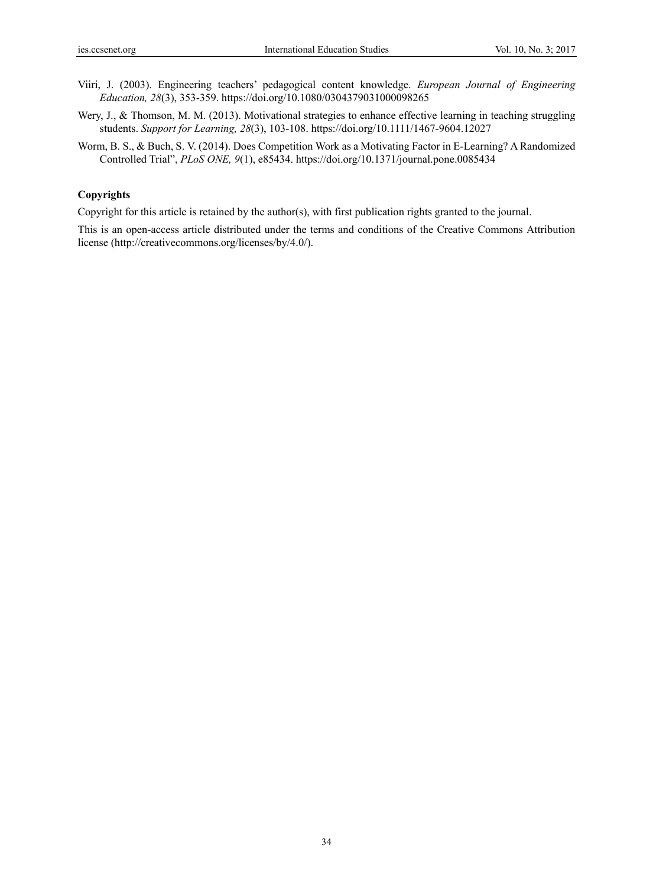Viiri, J. (2003). Engineering teachers' pedagogical content knowledge. *European Journal of Engineering Education, 28*(3), 353-359. https://doi.org/10.1080/0304379031000098265

Wery, J., & Thomson, M. M. (2013). Motivational strategies to enhance effective learning in teaching struggling students. *Support for Learning, 28*(3), 103-108. https://doi.org/10.1111/1467-9604.12027

Worm, B. S., & Buch, S. V. (2014). Does Competition Work as a Motivating Factor in E-Learning? A Randomized Controlled Trial", *PLoS ONE, 9*(1), e85434. https://doi.org/10.1371/journal.pone.0085434

**Copyrights**

Copyright for this article is retained by the author(s), with first publication rights granted to the journal.

This is an open-access article distributed under the terms and conditions of the Creative Commons Attribution license (http://creativecommons.org/licenses/by/4.0/).